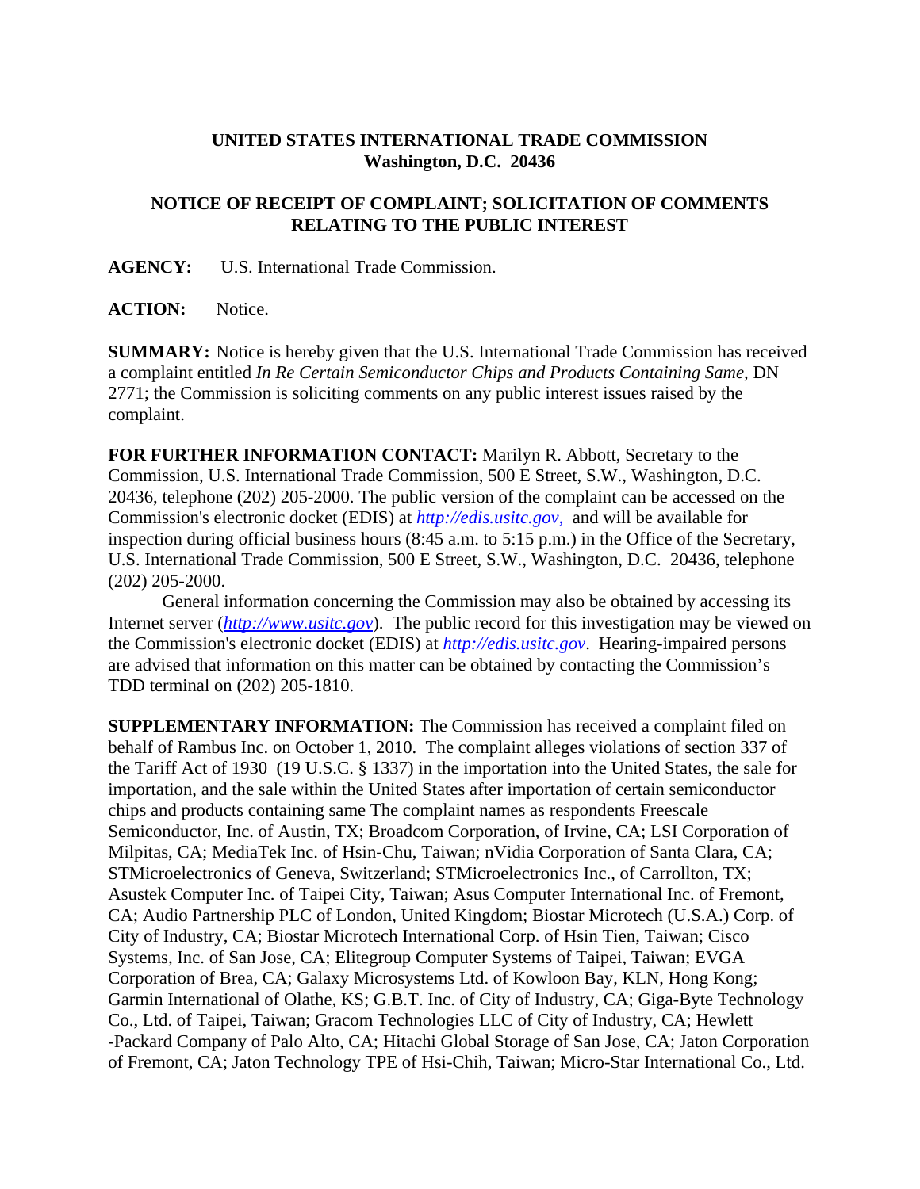**UNITED STATES INTERNATIONAL TRADE COMMISSION**
**Washington, D.C. 20436**

**NOTICE OF RECEIPT OF COMPLAINT; SOLICITATION OF COMMENTS RELATING TO THE PUBLIC INTEREST**

**AGENCY:** U.S. International Trade Commission.

**ACTION:** Notice.

**SUMMARY:** Notice is hereby given that the U.S. International Trade Commission has received a complaint entitled *In Re Certain Semiconductor Chips and Products Containing Same*, DN 2771; the Commission is soliciting comments on any public interest issues raised by the complaint.

**FOR FURTHER INFORMATION CONTACT:** Marilyn R. Abbott, Secretary to the Commission, U.S. International Trade Commission, 500 E Street, S.W., Washington, D.C. 20436, telephone (202) 205-2000. The public version of the complaint can be accessed on the Commission's electronic docket (EDIS) at *http://edis.usitc.gov*, and will be available for inspection during official business hours (8:45 a.m. to 5:15 p.m.) in the Office of the Secretary, U.S. International Trade Commission, 500 E Street, S.W., Washington, D.C. 20436, telephone (202) 205-2000.

General information concerning the Commission may also be obtained by accessing its Internet server (*http://www.usitc.gov*). The public record for this investigation may be viewed on the Commission's electronic docket (EDIS) at *http://edis.usitc.gov*. Hearing-impaired persons are advised that information on this matter can be obtained by contacting the Commission's TDD terminal on (202) 205-1810.

**SUPPLEMENTARY INFORMATION:** The Commission has received a complaint filed on behalf of Rambus Inc. on October 1, 2010. The complaint alleges violations of section 337 of the Tariff Act of 1930 (19 U.S.C. § 1337) in the importation into the United States, the sale for importation, and the sale within the United States after importation of certain semiconductor chips and products containing same The complaint names as respondents Freescale Semiconductor, Inc. of Austin, TX; Broadcom Corporation, of Irvine, CA; LSI Corporation of Milpitas, CA; MediaTek Inc. of Hsin-Chu, Taiwan; nVidia Corporation of Santa Clara, CA; STMicroelectronics of Geneva, Switzerland; STMicroelectronics Inc., of Carrollton, TX; Asustek Computer Inc. of Taipei City, Taiwan; Asus Computer International Inc. of Fremont, CA; Audio Partnership PLC of London, United Kingdom; Biostar Microtech (U.S.A.) Corp. of City of Industry, CA; Biostar Microtech International Corp. of Hsin Tien, Taiwan; Cisco Systems, Inc. of San Jose, CA; Elitegroup Computer Systems of Taipei, Taiwan; EVGA Corporation of Brea, CA; Galaxy Microsystems Ltd. of Kowloon Bay, KLN, Hong Kong; Garmin International of Olathe, KS; G.B.T. Inc. of City of Industry, CA; Giga-Byte Technology Co., Ltd. of Taipei, Taiwan; Gracom Technologies LLC of City of Industry, CA; Hewlett -Packard Company of Palo Alto, CA; Hitachi Global Storage of San Jose, CA; Jaton Corporation of Fremont, CA; Jaton Technology TPE of Hsi-Chih, Taiwan; Micro-Star International Co., Ltd.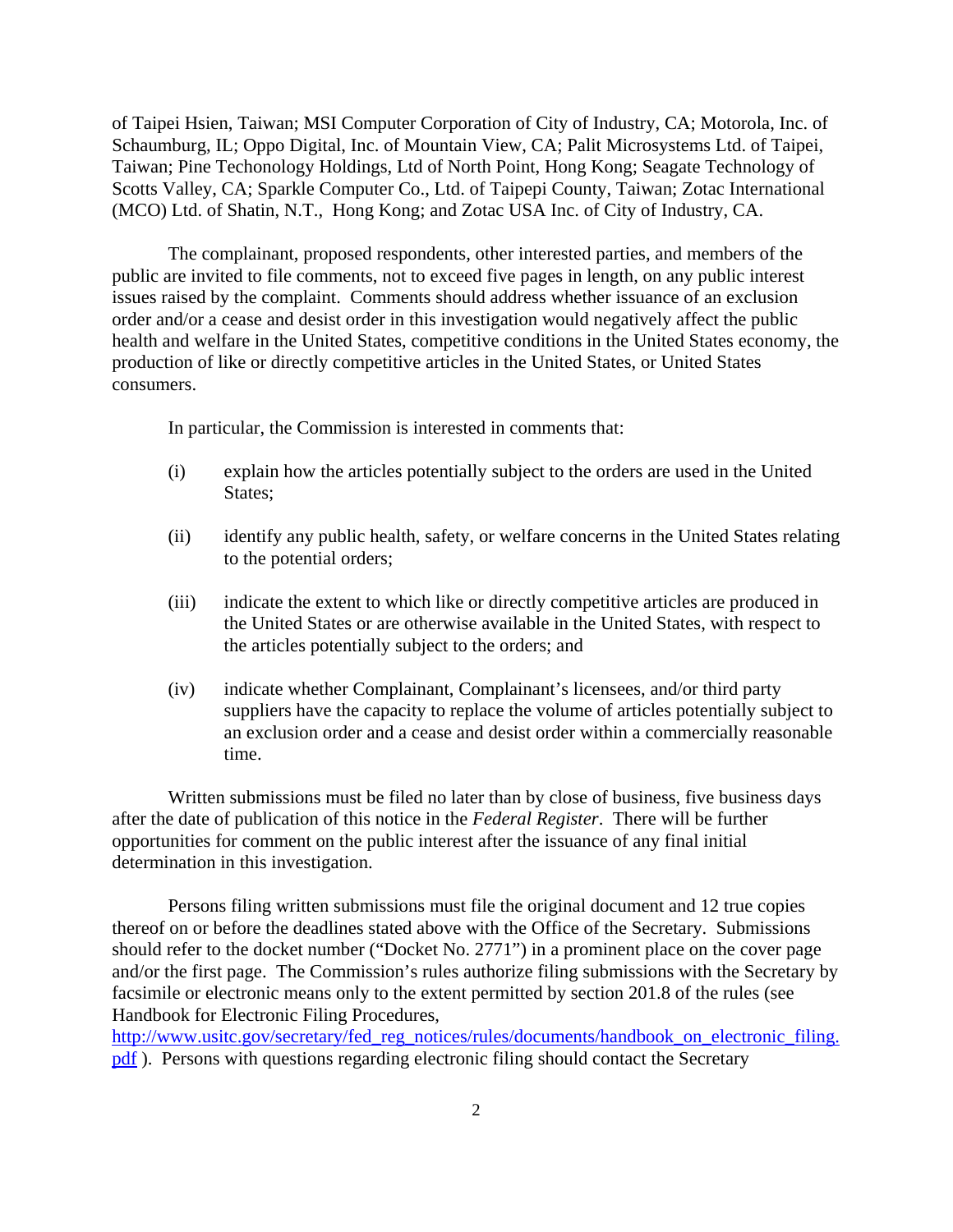of Taipei Hsien, Taiwan; MSI Computer Corporation of City of Industry, CA; Motorola, Inc. of Schaumburg, IL; Oppo Digital, Inc. of Mountain View, CA; Palit Microsystems Ltd. of Taipei, Taiwan; Pine Techonology Holdings, Ltd of North Point, Hong Kong; Seagate Technology of Scotts Valley, CA; Sparkle Computer Co., Ltd. of Taipepi County, Taiwan; Zotac International (MCO) Ltd. of Shatin, N.T., Hong Kong; and Zotac USA Inc. of City of Industry, CA.

The complainant, proposed respondents, other interested parties, and members of the public are invited to file comments, not to exceed five pages in length, on any public interest issues raised by the complaint. Comments should address whether issuance of an exclusion order and/or a cease and desist order in this investigation would negatively affect the public health and welfare in the United States, competitive conditions in the United States economy, the production of like or directly competitive articles in the United States, or United States consumers.

In particular, the Commission is interested in comments that:

(i) explain how the articles potentially subject to the orders are used in the United States;

(ii) identify any public health, safety, or welfare concerns in the United States relating to the potential orders;

(iii) indicate the extent to which like or directly competitive articles are produced in the United States or are otherwise available in the United States, with respect to the articles potentially subject to the orders; and

(iv) indicate whether Complainant, Complainant's licensees, and/or third party suppliers have the capacity to replace the volume of articles potentially subject to an exclusion order and a cease and desist order within a commercially reasonable time.

Written submissions must be filed no later than by close of business, five business days after the date of publication of this notice in the *Federal Register*. There will be further opportunities for comment on the public interest after the issuance of any final initial determination in this investigation.

Persons filing written submissions must file the original document and 12 true copies thereof on or before the deadlines stated above with the Office of the Secretary. Submissions should refer to the docket number ("Docket No. 2771") in a prominent place on the cover page and/or the first page. The Commission's rules authorize filing submissions with the Secretary by facsimile or electronic means only to the extent permitted by section 201.8 of the rules (see Handbook for Electronic Filing Procedures, http://www.usitc.gov/secretary/fed_reg_notices/rules/documents/handbook_on_electronic_filing.pdf ). Persons with questions regarding electronic filing should contact the Secretary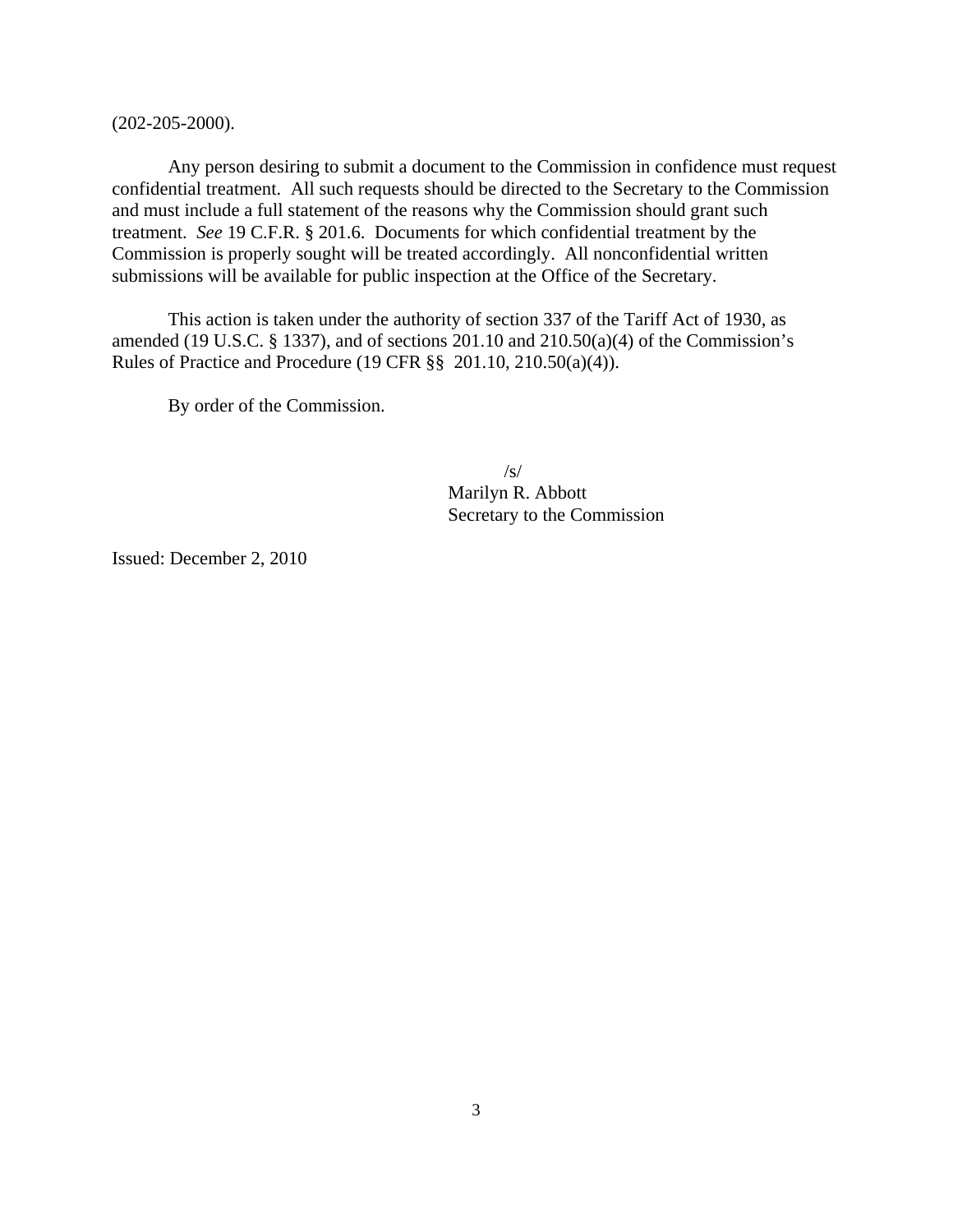(202-205-2000).

Any person desiring to submit a document to the Commission in confidence must request confidential treatment. All such requests should be directed to the Secretary to the Commission and must include a full statement of the reasons why the Commission should grant such treatment. *See* 19 C.F.R. § 201.6. Documents for which confidential treatment by the Commission is properly sought will be treated accordingly. All nonconfidential written submissions will be available for public inspection at the Office of the Secretary.

This action is taken under the authority of section 337 of the Tariff Act of 1930, as amended (19 U.S.C. § 1337), and of sections 201.10 and 210.50(a)(4) of the Commission's Rules of Practice and Procedure (19 CFR §§ 201.10, 210.50(a)(4)).

By order of the Commission.

/s/
Marilyn R. Abbott
Secretary to the Commission

Issued: December 2, 2010